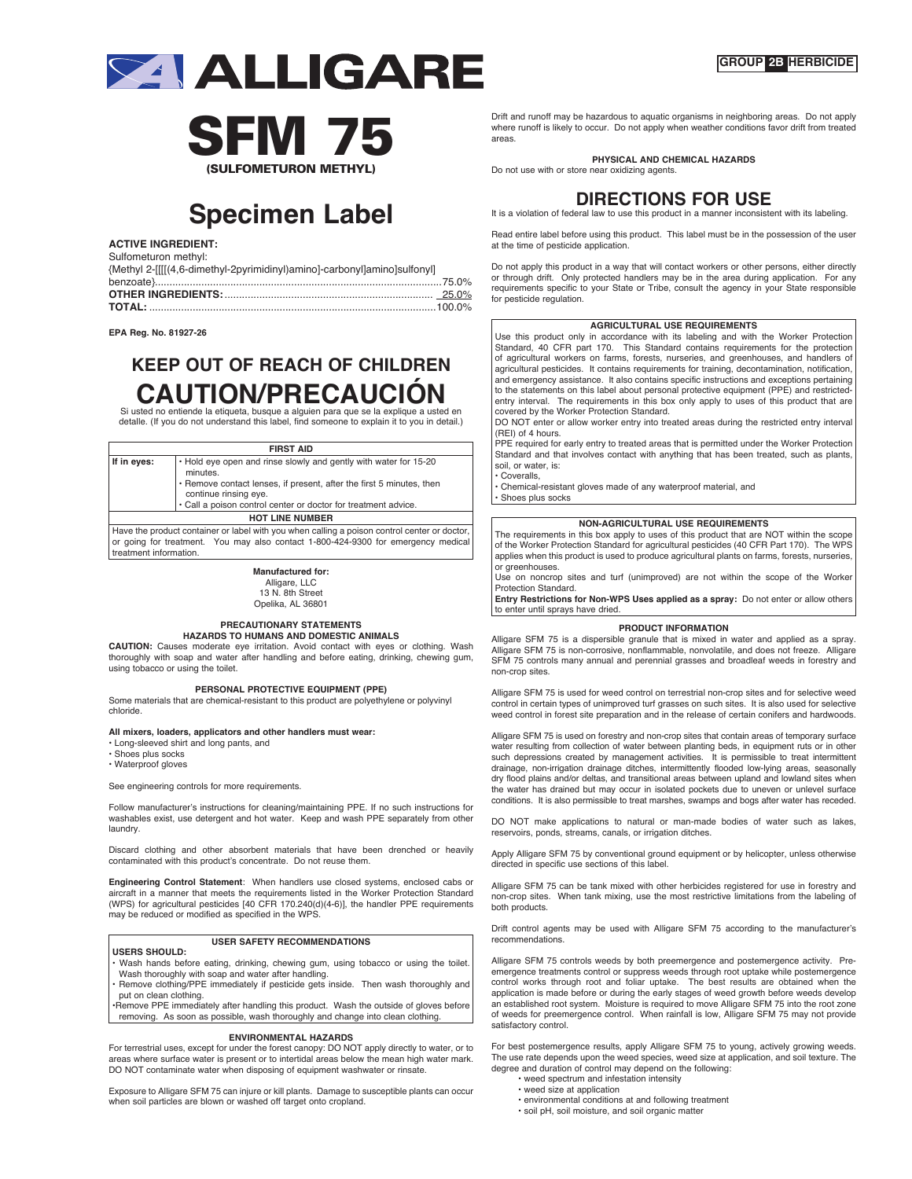# ALLIGARE

**GROUP 2B HERBICIDE**

# SFM 75

**(SULFOMETURON METHYL)**

# Specimen Label

**ACTIVE INGREDIENT:**
Sulfometuron methyl:
{Methyl 2-[[[[(4,6-dimethyl-2pyrimidinyl)amino]-carbonyl]amino]sulfonyl] benzoate}....................................................................................................75.0%
**OTHER INGREDIENTS:**..........................................................................25.0%
**TOTAL:**...................................................................................................100.0%

**EPA Reg. No. 81927-26**

## KEEP OUT OF REACH OF CHILDREN

# CAUTION/PRECAUCIÓN

Si usted no entiende la etiqueta, busque a alguien para que se la explique a usted en detalle. (If you do not understand this label, find someone to explain it to you in detail.)

| FIRST AID | |
|---|---|
| **If in eyes:** | • Hold eye open and rinse slowly and gently with water for 15-20 minutes.<br>• Remove contact lenses, if present, after the first 5 minutes, then continue rinsing eye.<br>• Call a poison control center or doctor for treatment advice. |
| **HOT LINE NUMBER** | |
| Have the product container or label with you when calling a poison control center or doctor, or going for treatment. You may also contact 1-800-424-9300 for emergency medical treatment information. | |

**Manufactured for:**
Alligare, LLC
13 N. 8th Street
Opelika, AL 36801

### PRECAUTIONARY STATEMENTS
### HAZARDS TO HUMANS AND DOMESTIC ANIMALS

**CAUTION:** Causes moderate eye irritation. Avoid contact with eyes or clothing. Wash thoroughly with soap and water after handling and before eating, drinking, chewing gum, using tobacco or using the toilet.

### PERSONAL PROTECTIVE EQUIPMENT (PPE)

Some materials that are chemical-resistant to this product are polyethylene or polyvinyl chloride.

**All mixers, loaders, applicators and other handlers must wear:**
- Long-sleeved shirt and long pants, and
- Shoes plus socks
- Waterproof gloves

See engineering controls for more requirements.

Follow manufacturer's instructions for cleaning/maintaining PPE. If no such instructions for washables exist, use detergent and hot water. Keep and wash PPE separately from other laundry.

Discard clothing and other absorbent materials that have been drenched or heavily contaminated with this product's concentrate. Do not reuse them.

**Engineering Control Statement**: When handlers use closed systems, enclosed cabs or aircraft in a manner that meets the requirements listed in the Worker Protection Standard (WPS) for agricultural pesticides [40 CFR 170.240(d)(4-6)], the handler PPE requirements may be reduced or modified as specified in the WPS.

### USER SAFETY RECOMMENDATIONS

**USERS SHOULD:**
- Wash hands before eating, drinking, chewing gum, using tobacco or using the toilet. Wash thoroughly with soap and water after handling.
- Remove clothing/PPE immediately if pesticide gets inside. Then wash thoroughly and put on clean clothing.
- Remove PPE immediately after handling this product. Wash the outside of gloves before removing. As soon as possible, wash thoroughly and change into clean clothing.

### ENVIRONMENTAL HAZARDS

For terrestrial uses, except for under the forest canopy: DO NOT apply directly to water, or to areas where surface water is present or to intertidal areas below the mean high water mark. DO NOT contaminate water when disposing of equipment washwater or rinsate.

Exposure to Alligare SFM 75 can injure or kill plants. Damage to susceptible plants can occur when soil particles are blown or washed off target onto cropland.

Drift and runoff may be hazardous to aquatic organisms in neighboring areas. Do not apply where runoff is likely to occur. Do not apply when weather conditions favor drift from treated areas.

### PHYSICAL AND CHEMICAL HAZARDS

Do not use with or store near oxidizing agents.

## DIRECTIONS FOR USE

It is a violation of federal law to use this product in a manner inconsistent with its labeling.

Read entire label before using this product. This label must be in the possession of the user at the time of pesticide application.

Do not apply this product in a way that will contact workers or other persons, either directly or through drift. Only protected handlers may be in the area during application. For any requirements specific to your State or Tribe, consult the agency in your State responsible for pesticide regulation.

### AGRICULTURAL USE REQUIREMENTS

Use this product only in accordance with its labeling and with the Worker Protection Standard, 40 CFR part 170. This Standard contains requirements for the protection of agricultural workers on farms, forests, nurseries, and greenhouses, and handlers of agricultural pesticides. It contains requirements for training, decontamination, notification, and emergency assistance. It also contains specific instructions and exceptions pertaining to the statements on this label about personal protective equipment (PPE) and restricted-entry interval. The requirements in this box only apply to uses of this product that are covered by the Worker Protection Standard.

DO NOT enter or allow worker entry into treated areas during the restricted entry interval (REI) of 4 hours.

PPE required for early entry to treated areas that is permitted under the Worker Protection Standard and that involves contact with anything that has been treated, such as plants, soil, or water, is:
- Coveralls,
- Chemical-resistant gloves made of any waterproof material, and
- Shoes plus socks

### NON-AGRICULTURAL USE REQUIREMENTS

The requirements in this box apply to uses of this product that are NOT within the scope of the Worker Protection Standard for agricultural pesticides (40 CFR Part 170). The WPS applies when this product is used to produce agricultural plants on farms, forests, nurseries, or greenhouses.

Use on noncrop sites and turf (unimproved) are not within the scope of the Worker Protection Standard.

**Entry Restrictions for Non-WPS Uses applied as a spray:** Do not enter or allow others to enter until sprays have dried.

### PRODUCT INFORMATION

Alligare SFM 75 is a dispersible granule that is mixed in water and applied as a spray. Alligare SFM 75 is non-corrosive, nonflammable, nonvolatile, and does not freeze. Alligare SFM 75 controls many annual and perennial grasses and broadleaf weeds in forestry and non-crop sites.

Alligare SFM 75 is used for weed control on terrestrial non-crop sites and for selective weed control in certain types of unimproved turf grasses on such sites. It is also used for selective weed control in forest site preparation and in the release of certain conifers and hardwoods.

Alligare SFM 75 is used on forestry and non-crop sites that contain areas of temporary surface water resulting from collection of water between planting beds, in equipment ruts or in other such depressions created by management activities. It is permissible to treat intermittent drainage, non-irrigation drainage ditches, intermittently flooded low-lying areas, seasonally dry flood plains and/or deltas, and transitional areas between upland and lowland sites when the water has drained but may occur in isolated pockets due to uneven or unlevel surface conditions. It is also permissible to treat marshes, swamps and bogs after water has receded.

DO NOT make applications to natural or man-made bodies of water such as lakes, reservoirs, ponds, streams, canals, or irrigation ditches.

Apply Alligare SFM 75 by conventional ground equipment or by helicopter, unless otherwise directed in specific use sections of this label.

Alligare SFM 75 can be tank mixed with other herbicides registered for use in forestry and non-crop sites. When tank mixing, use the most restrictive limitations from the labeling of both products.

Drift control agents may be used with Alligare SFM 75 according to the manufacturer's recommendations.

Alligare SFM 75 controls weeds by both preemergence and postemergence activity. Preemergence treatments control or suppress weeds through root uptake while postemergence control works through root and foliar uptake. The best results are obtained when the application is made before or during the early stages of weed growth before weeds develop an established root system. Moisture is required to move Alligare SFM 75 into the root zone of weeds for preemergence control. When rainfall is low, Alligare SFM 75 may not provide satisfactory control.

For best postemergence results, apply Alligare SFM 75 to young, actively growing weeds. The use rate depends upon the weed species, weed size at application, and soil texture. The degree and duration of control may depend on the following:
- weed spectrum and infestation intensity
- weed size at application
- environmental conditions at and following treatment
- soil pH, soil moisture, and soil organic matter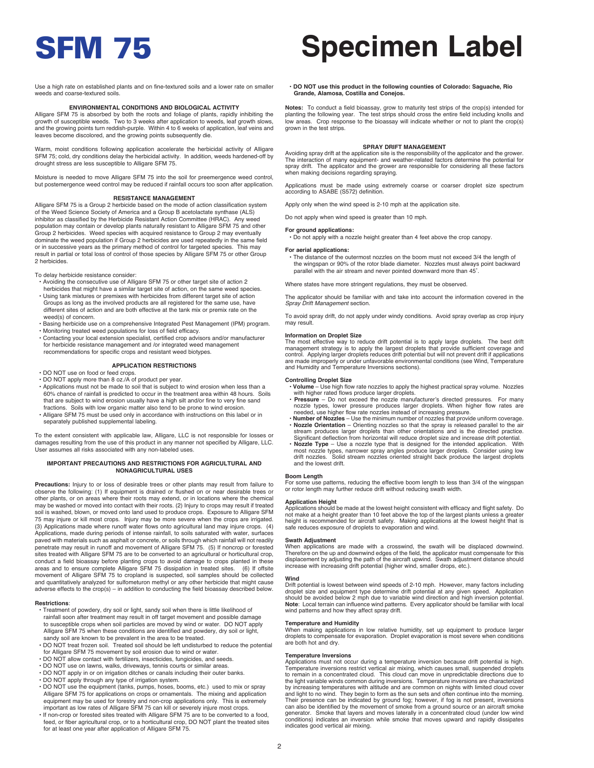Use a high rate on established plants and on fine-textured soils and a lower rate on smaller weeds and coarse-textured soils.

### ENVIRONMENTAL CONDITIONS AND BIOLOGICAL ACTIVITY

Alligare SFM 75 is absorbed by both the roots and foliage of plants, rapidly inhibiting the growth of susceptible weeds. Two to 3 weeks after application to weeds, leaf growth slows, and the growing points turn reddish-purple. Within 4 to 6 weeks of application, leaf veins and leaves become discolored, and the growing points subsequently die.

Warm, moist conditions following application accelerate the herbicidal activity of Alligare SFM 75; cold, dry conditions delay the herbicidal activity. In addition, weeds hardened-off by drought stress are less susceptible to Alligare SFM 75.

Moisture is needed to move Alligare SFM 75 into the soil for preemergence weed control, but postemergence weed control may be reduced if rainfall occurs too soon after application.

### RESISTANCE MANAGEMENT

Alligare SFM 75 is a Group 2 herbicide based on the mode of action classification system of the Weed Science Society of America and a Group B acetolactate synthase (ALS) inhibitor as classified by the Herbicide Resistant Action Committee (HRAC). Any weed population may contain or develop plants naturally resistant to Alligare SFM 75 and other Group 2 herbicides. Weed species with acquired resistance to Group 2 may eventually dominate the weed population if Group 2 herbicides are used repeatedly in the same field or in successive years as the primary method of control for targeted species. This may result in partial or total loss of control of those species by Alligare SFM 75 or other Group 2 herbicides.

To delay herbicide resistance consider:

- Avoiding the consecutive use of Alligare SFM 75 or other target site of action 2 herbicides that might have a similar target site of action, on the same weed species.
- Using tank mixtures or premixes with herbicides from different target site of action Groups as long as the involved products are all registered for the same use, have different sites of action and are both effective at the tank mix or premix rate on the weed(s) of concern.
- Basing herbicide use on a comprehensive Integrated Pest Management (IPM) program.
- Monitoring treated weed populations for loss of field efficacy.
- Contacting your local extension specialist, certified crop advisors and/or manufacturer for herbicide resistance management and /or integrated weed management recommendations for specific crops and resistant weed biotypes.

### APPLICATION RESTRICTIONS

- DO NOT use on food or feed crops.
- DO NOT apply more than 8 oz./A of product per year.
- Applications must not be made to soil that is subject to wind erosion when less than a 60% chance of rainfall is predicted to occur in the treatment area within 48 hours. Soils that are subject to wind erosion usually have a high silt and/or fine to very fine sand fractions. Soils with low organic matter also tend to be prone to wind erosion.
- Alligare SFM 75 must be used only in accordance with instructions on this label or in separately published supplemental labeling.

To the extent consistent with applicable law, Alligare, LLC is not responsible for losses or damages resulting from the use of this product in any manner not specified by Alligare, LLC. User assumes all risks associated with any non-labeled uses.

### IMPORTANT PRECAUTIONS AND RESTRICTIONS FOR AGRICULTURAL AND NONAGRICULTURAL USES

**Precautions:** Injury to or loss of desirable trees or other plants may result from failure to observe the following: (1) If equipment is drained or flushed on or near desirable trees or other plants, or on areas where their roots may extend, or in locations where the chemical may be washed or moved into contact with their roots. (2) Injury to crops may result if treated soil is washed, blown, or moved onto land used to produce crops. Exposure to Alligare SFM 75 may injure or kill most crops. Injury may be more severe when the crops are irrigated. (3) Applications made where runoff water flows onto agricultural land may injure crops. (4) Applications, made during periods of intense rainfall, to soils saturated with water, surfaces paved with materials such as asphalt or concrete, or soils through which rainfall will not readily penetrate may result in runoff and movement of Alligare SFM 75. (5) If noncrop or forested sites treated with Alligare SFM 75 are to be converted to an agricultural or horticultural crop, conduct a field bioassay before planting crops to avoid damage to crops planted in these areas and to ensure complete Alligare SFM 75 dissipation in treated sites. (6) If offsite movement of Alligare SFM 75 to cropland is suspected, soil samples should be collected and quantitatively analyzed for sulfometuron methyl or any other herbicide that might cause adverse effects to the crop(s) – in addition to conducting the field bioassay described below.

**Restrictions**:

- Treatment of powdery, dry soil or light, sandy soil when there is little likelihood of rainfall soon after treatment may result in off target movement and possible damage to susceptible crops when soil particles are moved by wind or water. DO NOT apply Alligare SFM 75 when these conditions are identified and powdery, dry soil or light, sandy soil are known to be prevalent in the area to be treated.
- DO NOT treat frozen soil. Treated soil should be left undisturbed to reduce the potential for Alligare SFM 75 movement by soil erosion due to wind or water.
- DO NOT allow contact with fertilizers, insecticides, fungicides, and seeds.
- DO NOT use on lawns, walks, driveways, tennis courts or similar areas.
- DO NOT apply in or on irrigation ditches or canals including their outer banks.
- DO NOT apply through any type of irrigation system.
- DO NOT use the equipment (tanks, pumps, hoses, booms, etc.) used to mix or spray Alligare SFM 75 for applications on crops or ornamentals. The mixing and application equipment may be used for forestry and non-crop applications only. This is extremely important as low rates of Alligare SFM 75 can kill or severely injure most crops.
- If non-crop or forested sites treated with Alligare SFM 75 are to be converted to a food, feed, or fiber agricultural crop, or to a horticultural crop, DO NOT plant the treated sites for at least one year after application of Alligare SFM 75.
- **DO NOT use this product in the following counties of Colorado: Saguache, Rio Grande, Alamosa, Costilla and Conejos.**

**Notes:** To conduct a field bioassay, grow to maturity test strips of the crop(s) intended for planting the following year. The test strips should cross the entire field including knolls and low areas. Crop response to the bioassay will indicate whether or not to plant the crop(s) grown in the test strips.

### SPRAY DRIFT MANAGEMENT

Avoiding spray drift at the application site is the responsibility of the applicator and the grower. The interaction of many equipment- and weather-related factors determine the potential for spray drift. The applicator and the grower are responsible for considering all these factors when making decisions regarding spraying.

Applications must be made using extremely coarse or coarser droplet size spectrum according to ASABE (S572) definition.

Apply only when the wind speed is 2-10 mph at the application site.

Do not apply when wind speed is greater than 10 mph.

**For ground applications:**

- Do not apply with a nozzle height greater than 4 feet above the crop canopy.

**For aerial applications:**

- The distance of the outermost nozzles on the boom must not exceed 3/4 the length of the wingspan or 90% of the rotor blade diameter. Nozzles must always point backward parallel with the air stream and never pointed downward more than 45˚.

Where states have more stringent regulations, they must be observed.

The applicator should be familiar with and take into account the information covered in the *Spray Drift Management* section.

To avoid spray drift, do not apply under windy conditions. Avoid spray overlap as crop injury may result.

**Information on Droplet Size**

The most effective way to reduce drift potential is to apply large droplets. The best drift management strategy is to apply the largest droplets that provide sufficient coverage and control. Applying larger droplets reduces drift potential but will not prevent drift if applications are made improperly or under unfavorable environmental conditions (see Wind, Temperature and Humidity and Temperature Inversions sections).

**Controlling Droplet Size**

- **Volume** – Use high flow rate nozzles to apply the highest practical spray volume. Nozzles with higher rated flows produce larger droplets.
- **Pressure** – Do not exceed the nozzle manufacturer's directed pressures. For many nozzle types, lower pressure produces larger droplets. When higher flow rates are needed, use higher flow rate nozzles instead of increasing pressure.
- **Number of Nozzles** – Use the minimum number of nozzles that provide uniform coverage.
- **Nozzle Orientation** – Orienting nozzles so that the spray is released parallel to the air stream produces larger droplets than other orientations and is the directed practice. Significant deflection from horizontal will reduce droplet size and increase drift potential.
- **Nozzle Type** – Use a nozzle type that is designed for the intended application. With most nozzle types, narrower spray angles produce larger droplets. Consider using low drift nozzles. Solid stream nozzles oriented straight back produce the largest droplets and the lowest drift.

**Boom Length**

For some use patterns, reducing the effective boom length to less than 3/4 of the wingspan or rotor length may further reduce drift without reducing swath width.

**Application Height**

Applications should be made at the lowest height consistent with efficacy and flight safety. Do not make at a height greater than 10 feet above the top of the largest plants unless a greater height is recommended for aircraft safety. Making applications at the lowest height that is safe reduces exposure of droplets to evaporation and wind.

**Swath Adjustment**

When applications are made with a crosswind, the swath will be displaced downwind. Therefore on the up and downwind edges of the field, the applicator must compensate for this displacement by adjusting the path of the aircraft upwind. Swath adjustment distance should increase with increasing drift potential (higher wind, smaller drops, etc.).

**Wind**

Drift potential is lowest between wind speeds of 2-10 mph. However, many factors including droplet size and equipment type determine drift potential at any given speed. Application should be avoided below 2 mph due to variable wind direction and high inversion potential. **Note**: Local terrain can influence wind patterns. Every applicator should be familiar with local wind patterns and how they affect spray drift.

**Temperature and Humidity**

When making applications in low relative humidity, set up equipment to produce larger droplets to compensate for evaporation. Droplet evaporation is most severe when conditions are both hot and dry.

**Temperature Inversions**

Applications must not occur during a temperature inversion because drift potential is high. Temperature inversions restrict vertical air mixing, which causes small, suspended droplets to remain in a concentrated cloud. This cloud can move in unpredictable directions due to the light variable winds common during inversions. Temperature inversions are characterized by increasing temperatures with altitude and are common on nights with limited cloud cover and light to no wind. They begin to form as the sun sets and often continue into the morning. Their presence can be indicated by ground fog; however, if fog is not present, inversions can also be identified by the movement of smoke from a ground source or an aircraft smoke generator. Smoke that layers and moves laterally in a concentrated cloud (under low wind conditions) indicates an inversion while smoke that moves upward and rapidly dissipates indicates good vertical air mixing.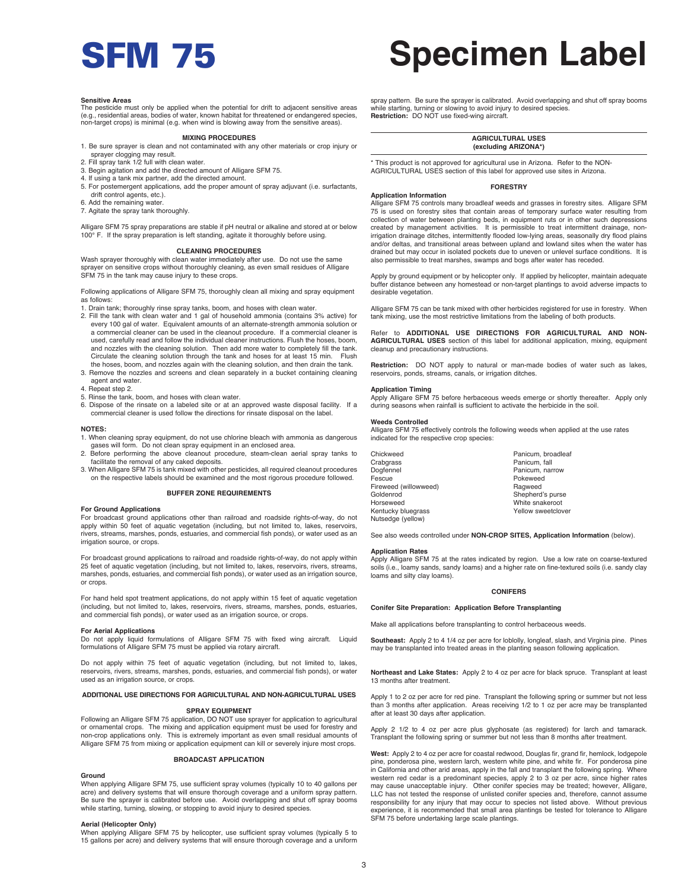# SFM 75 Specimen Label

### Sensitive Areas

The pesticide must only be applied when the potential for drift to adjacent sensitive areas (e.g., residential areas, bodies of water, known habitat for threatened or endangered species, non-target crops) is minimal (e.g. when wind is blowing away from the sensitive areas).

### MIXING PROCEDURES

1. Be sure sprayer is clean and not contaminated with any other materials or crop injury or sprayer clogging may result.
2. Fill spray tank 1/2 full with clean water.
3. Begin agitation and add the directed amount of Alligare SFM 75.
4. If using a tank mix partner, add the directed amount.
5. For postemergent applications, add the proper amount of spray adjuvant (i.e. surfactants, drift control agents, etc.).
6. Add the remaining water.
7. Agitate the spray tank thoroughly.

Alligare SFM 75 spray preparations are stable if pH neutral or alkaline and stored at or below 100° F. If the spray preparation is left standing, agitate it thoroughly before using.

### CLEANING PROCEDURES

Wash sprayer thoroughly with clean water immediately after use. Do not use the same sprayer on sensitive crops without thoroughly cleaning, as even small residues of Alligare SFM 75 in the tank may cause injury to these crops.

Following applications of Alligare SFM 75, thoroughly clean all mixing and spray equipment as follows:

1. Drain tank; thoroughly rinse spray tanks, boom, and hoses with clean water.
2. Fill the tank with clean water and 1 gal of household ammonia (contains 3% active) for every 100 gal of water. Equivalent amounts of an alternate-strength ammonia solution or a commercial cleaner can be used in the cleanout procedure. If a commercial cleaner is used, carefully read and follow the individual cleaner instructions. Flush the hoses, boom, and nozzles with the cleaning solution. Then add more water to completely fill the tank. Circulate the cleaning solution through the tank and hoses for at least 15 min. Flush the hoses, boom, and nozzles again with the cleaning solution, and then drain the tank.
3. Remove the nozzles and screens and clean separately in a bucket containing cleaning agent and water.
4. Repeat step 2.
5. Rinse the tank, boom, and hoses with clean water.
6. Dispose of the rinsate on a labeled site or at an approved waste disposal facility. If a commercial cleaner is used follow the directions for rinsate disposal on the label.

**NOTES:**

1. When cleaning spray equipment, do not use chlorine bleach with ammonia as dangerous gases will form. Do not clean spray equipment in an enclosed area.
2. Before performing the above cleanout procedure, steam-clean aerial spray tanks to facilitate the removal of any caked deposits.
3. When Alligare SFM 75 is tank mixed with other pesticides, all required cleanout procedures on the respective labels should be examined and the most rigorous procedure followed.

### BUFFER ZONE REQUIREMENTS

**For Ground Applications**

For broadcast ground applications other than railroad and roadside rights-of-way, do not apply within 50 feet of aquatic vegetation (including, but not limited to, lakes, reservoirs, rivers, streams, marshes, ponds, estuaries, and commercial fish ponds), or water used as an irrigation source, or crops.

For broadcast ground applications to railroad and roadside rights-of-way, do not apply within 25 feet of aquatic vegetation (including, but not limited to, lakes, reservoirs, rivers, streams, marshes, ponds, estuaries, and commercial fish ponds), or water used as an irrigation source, or crops.

For hand held spot treatment applications, do not apply within 15 feet of aquatic vegetation (including, but not limited to, lakes, reservoirs, rivers, streams, marshes, ponds, estuaries, and commercial fish ponds), or water used as an irrigation source, or crops.

**For Aerial Applications**

Do not apply liquid formulations of Alligare SFM 75 with fixed wing aircraft. Liquid formulations of Alligare SFM 75 must be applied via rotary aircraft.

Do not apply within 75 feet of aquatic vegetation (including, but not limited to, lakes, reservoirs, rivers, streams, marshes, ponds, estuaries, and commercial fish ponds), or water used as an irrigation source, or crops.

### ADDITIONAL USE DIRECTIONS FOR AGRICULTURAL AND NON-AGRICULTURAL USES

### SPRAY EQUIPMENT

Following an Alligare SFM 75 application, DO NOT use sprayer for application to agricultural or ornamental crops. The mixing and application equipment must be used for forestry and non-crop applications only. This is extremely important as even small residual amounts of Alligare SFM 75 from mixing or application equipment can kill or severely injure most crops.

### BROADCAST APPLICATION

**Ground**

When applying Alligare SFM 75, use sufficient spray volumes (typically 10 to 40 gallons per acre) and delivery systems that will ensure thorough coverage and a uniform spray pattern. Be sure the sprayer is calibrated before use. Avoid overlapping and shut off spray booms while starting, turning, slowing, or stopping to avoid injury to desired species.

**Aerial (Helicopter Only)**

When applying Alligare SFM 75 by helicopter, use sufficient spray volumes (typically 5 to 15 gallons per acre) and delivery systems that will ensure thorough coverage and a uniform spray pattern. Be sure the sprayer is calibrated. Avoid overlapping and shut off spray booms while starting, turning or slowing to avoid injury to desired species.

**Restriction:** DO NOT use fixed-wing aircraft.

### AGRICULTURAL USES (excluding ARIZONA*)

\* This product is not approved for agricultural use in Arizona. Refer to the NON-AGRICULTURAL USES section of this label for approved use sites in Arizona.

### FORESTRY

**Application Information**

Alligare SFM 75 controls many broadleaf weeds and grasses in forestry sites. Alligare SFM 75 is used on forestry sites that contain areas of temporary surface water resulting from collection of water between planting beds, in equipment ruts or in other such depressions created by management activities. It is permissible to treat intermittent drainage, non-irrigation drainage ditches, intermittently flooded low-lying areas, seasonally dry flood plains and/or deltas, and transitional areas between upland and lowland sites when the water has drained but may occur in isolated pockets due to uneven or unlevel surface conditions. It is also permissible to treat marshes, swamps and bogs after water has receded.

Apply by ground equipment or by helicopter only. If applied by helicopter, maintain adequate buffer distance between any homestead or non-target plantings to avoid adverse impacts to desirable vegetation.

Alligare SFM 75 can be tank mixed with other herbicides registered for use in forestry. When tank mixing, use the most restrictive limitations from the labeling of both products.

Refer to **ADDITIONAL USE DIRECTIONS FOR AGRICULTURAL AND NON-AGRICULTURAL USES** section of this label for additional application, mixing, equipment cleanup and precautionary instructions.

**Restriction:** DO NOT apply to natural or man-made bodies of water such as lakes, reservoirs, ponds, streams, canals, or irrigation ditches.

**Application Timing**

Apply Alligare SFM 75 before herbaceous weeds emerge or shortly thereafter. Apply only during seasons when rainfall is sufficient to activate the herbicide in the soil.

**Weeds Controlled**

Alligare SFM 75 effectively controls the following weeds when applied at the use rates indicated for the respective crop species:

| | |
|---|---|
| Chickweed | Panicum, broadleaf |
| Crabgrass | Panicum, fall |
| Dogfennel | Panicum, narrow |
| Fescue | Pokeweed |
| Fireweed (willowweed) | Ragweed |
| Goldenrod | Shepherd's purse |
| Horseweed | White snakeroot |
| Kentucky bluegrass | Yellow sweetclover |
| Nutsedge (yellow) | |

See also weeds controlled under **NON-CROP SITES, Application Information** (below).

**Application Rates**

Apply Alligare SFM 75 at the rates indicated by region. Use a low rate on coarse-textured soils (i.e., loamy sands, sandy loams) and a higher rate on fine-textured soils (i.e. sandy clay loams and silty clay loams).

### CONIFERS

**Conifer Site Preparation: Application Before Transplanting**

Make all applications before transplanting to control herbaceous weeds.

**Southeast:** Apply 2 to 4 1/4 oz per acre for loblolly, longleaf, slash, and Virginia pine. Pines may be transplanted into treated areas in the planting season following application.

**Northeast and Lake States:** Apply 2 to 4 oz per acre for black spruce. Transplant at least 13 months after treatment.

Apply 1 to 2 oz per acre for red pine. Transplant the following spring or summer but not less than 3 months after application. Areas receiving 1/2 to 1 oz per acre may be transplanted after at least 30 days after application.

Apply 2 1/2 to 4 oz per acre plus glyphosate (as registered) for larch and tamarack. Transplant the following spring or summer but not less than 8 months after treatment.

**West:** Apply 2 to 4 oz per acre for coastal redwood, Douglas fir, grand fir, hemlock, lodgepole pine, ponderosa pine, western larch, western white pine, and white fir. For ponderosa pine in California and other arid areas, apply in the fall and transplant the following spring. Where western red cedar is a predominant species, apply 2 to 3 oz per acre, since higher rates may cause unacceptable injury. Other conifer species may be treated; however, Alligare, LLC has not tested the response of unlisted conifer species and, therefore, cannot assume responsibility for any injury that may occur to species not listed above. Without previous experience, it is recommended that small area plantings be tested for tolerance to Alligare SFM 75 before undertaking large scale plantings.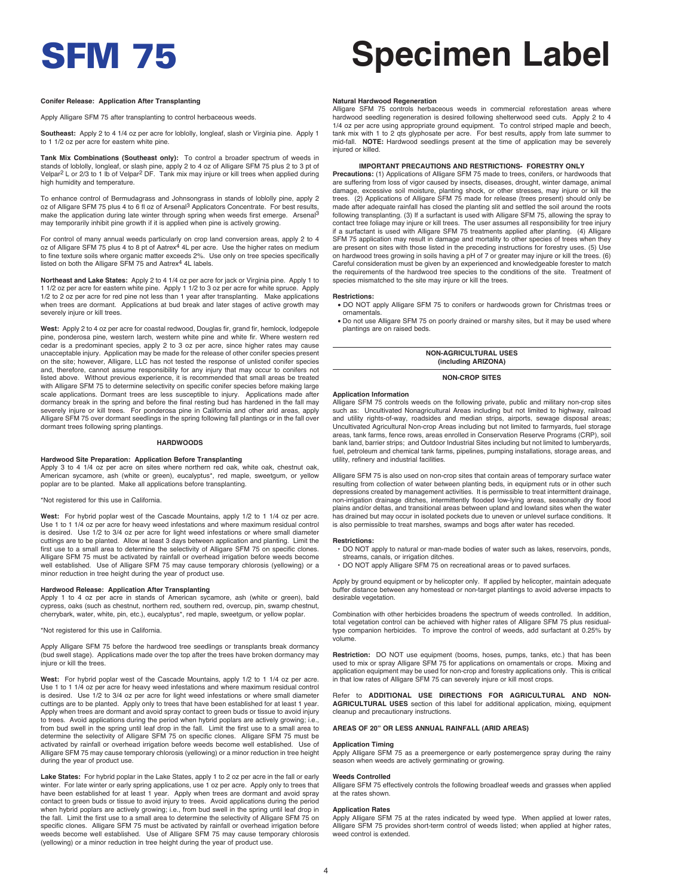# SFM 75

# Specimen Label

**Conifer Release: Application After Transplanting**

Apply Alligare SFM 75 after transplanting to control herbaceous weeds.

**Southeast:** Apply 2 to 4 1/4 oz per acre for loblolly, longleaf, slash or Virginia pine. Apply 1 to 1 1/2 oz per acre for eastern white pine.

**Tank Mix Combinations (Southeast only):** To control a broader spectrum of weeds in stands of loblolly, longleaf, or slash pine, apply 2 to 4 oz of Alligare SFM 75 plus 2 to 3 pt of Velpar[2] L or 2/3 to 1 lb of Velpar[2] DF. Tank mix may injure or kill trees when applied during high humidity and temperature.

To enhance control of Bermudagrass and Johnsongrass in stands of loblolly pine, apply 2 oz of Alligare SFM 75 plus 4 to 6 fl oz of Arsenal[3] Applicators Concentrate. For best results, make the application during late winter through spring when weeds first emerge. Arsenal[3] may temporarily inhibit pine growth if it is applied when pine is actively growing.

For control of many annual weeds particularly on crop land conversion areas, apply 2 to 4 oz of Alligare SFM 75 plus 4 to 8 pt of Aatrex[4] 4L per acre. Use the higher rates on medium to fine texture soils where organic matter exceeds 2%. Use only on tree species specifically listed on both the Alligare SFM 75 and Aatrex[4] 4L labels.

**Northeast and Lake States:** Apply 2 to 4 1/4 oz per acre for jack or Virginia pine. Apply 1 to 1 1/2 oz per acre for eastern white pine. Apply 1 1/2 to 3 oz per acre for white spruce. Apply 1/2 to 2 oz per acre for red pine not less than 1 year after transplanting. Make applications when trees are dormant. Applications at bud break and later stages of active growth may severely injure or kill trees.

**West:** Apply 2 to 4 oz per acre for coastal redwood, Douglas fir, grand fir, hemlock, lodgepole pine, ponderosa pine, western larch, western white pine and white fir. Where western red cedar is a predominant species, apply 2 to 3 oz per acre, since higher rates may cause unacceptable injury. Application may be made for the release of other conifer species present on the site; however, Alligare, LLC has not tested the response of unlisted conifer species and, therefore, cannot assume responsibility for any injury that may occur to conifers not listed above. Without previous experience, it is recommended that small areas be treated with Alligare SFM 75 to determine selectivity on specific conifer species before making large scale applications. Dormant trees are less susceptible to injury. Applications made after dormancy break in the spring and before the final resting bud has hardened in the fall may severely injure or kill trees. For ponderosa pine in California and other arid areas, apply Alligare SFM 75 over dormant seedlings in the spring following fall plantings or in the fall over dormant trees following spring plantings.

## HARDWOODS

**Hardwood Site Preparation: Application Before Transplanting**

Apply 3 to 4 1/4 oz per acre on sites where northern red oak, white oak, chestnut oak, American sycamore, ash (white or green), eucalyptus*, red maple, sweetgum, or yellow poplar are to be planted. Make all applications before transplanting.

*Not registered for this use in California.

**West:** For hybrid poplar west of the Cascade Mountains, apply 1/2 to 1 1/4 oz per acre. Use 1 to 1 1/4 oz per acre for heavy weed infestations and where maximum residual control is desired. Use 1/2 to 3/4 oz per acre for light weed infestations or where small diameter cuttings are to be planted. Allow at least 3 days between application and planting. Limit the first use to a small area to determine the selectivity of Alligare SFM 75 on specific clones. Alligare SFM 75 must be activated by rainfall or overhead irrigation before weeds become well established. Use of Alligare SFM 75 may cause temporary chlorosis (yellowing) or a minor reduction in tree height during the year of product use.

**Hardwood Release: Application After Transplanting**

Apply 1 to 4 oz per acre in stands of American sycamore, ash (white or green), bald cypress, oaks (such as chestnut, northern red, southern red, overcup, pin, swamp chestnut, cherrybark, water, white, pin, etc.), eucalyptus*, red maple, sweetgum, or yellow poplar.

*Not registered for this use in California.

Apply Alligare SFM 75 before the hardwood tree seedlings or transplants break dormancy (bud swell stage). Applications made over the top after the trees have broken dormancy may injure or kill the trees.

**West:** For hybrid poplar west of the Cascade Mountains, apply 1/2 to 1 1/4 oz per acre. Use 1 to 1 1/4 oz per acre for heavy weed infestations and where maximum residual control is desired. Use 1/2 to 3/4 oz per acre for light weed infestations or where small diameter cuttings are to be planted. Apply only to trees that have been established for at least 1 year. Apply when trees are dormant and avoid spray contact to green buds or tissue to avoid injury to trees. Avoid applications during the period when hybrid poplars are actively growing; i.e., from bud swell in the spring until leaf drop in the fall. Limit the first use to a small area to determine the selectivity of Alligare SFM 75 on specific clones. Alligare SFM 75 must be activated by rainfall or overhead irrigation before weeds become well established. Use of Alligare SFM 75 may cause temporary chlorosis (yellowing) or a minor reduction in tree height during the year of product use.

**Lake States:** For hybrid poplar in the Lake States, apply 1 to 2 oz per acre in the fall or early winter. For late winter or early spring applications, use 1 oz per acre. Apply only to trees that have been established for at least 1 year. Apply when trees are dormant and avoid spray contact to green buds or tissue to avoid injury to trees. Avoid applications during the period when hybrid poplars are actively growing; i.e., from bud swell in the spring until leaf drop in the fall. Limit the first use to a small area to determine the selectivity of Alligare SFM 75 on specific clones. Alligare SFM 75 must be activated by rainfall or overhead irrigation before weeds become well established. Use of Alligare SFM 75 may cause temporary chlorosis (yellowing) or a minor reduction in tree height during the year of product use.

**Natural Hardwood Regeneration**

Alligare SFM 75 controls herbaceous weeds in commercial reforestation areas where hardwood seedling regeneration is desired following shelterwood seed cuts. Apply 2 to 4 1/4 oz per acre using appropriate ground equipment. To control striped maple and beech, tank mix with 1 to 2 qts glyphosate per acre. For best results, apply from late summer to mid-fall. **NOTE:** Hardwood seedlings present at the time of application may be severely injured or killed.

**IMPORTANT PRECAUTIONS AND RESTRICTIONS- FORESTRY ONLY**

**Precautions:** (1) Applications of Alligare SFM 75 made to trees, conifers, or hardwoods that are suffering from loss of vigor caused by insects, diseases, drought, winter damage, animal damage, excessive soil moisture, planting shock, or other stresses, may injure or kill the trees. (2) Applications of Alligare SFM 75 made for release (trees present) should only be made after adequate rainfall has closed the planting slit and settled the soil around the roots following transplanting. (3) If a surfactant is used with Alligare SFM 75, allowing the spray to contact tree foliage may injure or kill trees. The user assumes all responsibility for tree injury if a surfactant is used with Alligare SFM 75 treatments applied after planting. (4) Alligare SFM 75 application may result in damage and mortality to other species of trees when they are present on sites with those listed in the preceding instructions for forestry uses. (5) Use on hardwood trees growing in soils having a pH of 7 or greater may injure or kill the trees. (6) Careful consideration must be given by an experienced and knowledgeable forester to match the requirements of the hardwood tree species to the conditions of the site. Treatment of species mismatched to the site may injure or kill the trees.

**Restrictions:**

- DO NOT apply Alligare SFM 75 to conifers or hardwoods grown for Christmas trees or ornamentals.
- Do not use Alligare SFM 75 on poorly drained or marshy sites, but it may be used where plantings are on raised beds.

## NON-AGRICULTURAL USES (including ARIZONA)

## NON-CROP SITES

**Application Information**

Alligare SFM 75 controls weeds on the following private, public and military non-crop sites such as: Uncultivated Nonagricultural Areas including but not limited to highway, railroad and utility rights-of-way, roadsides and median strips, airports, sewage disposal areas; Uncultivated Agricultural Non-crop Areas including but not limited to farmyards, fuel storage areas, tank farms, fence rows, areas enrolled in Conservation Reserve Programs (CRP), soil bank land, barrier strips; and Outdoor Industrial Sites including but not limited to lumberyards, fuel, petroleum and chemical tank farms, pipelines, pumping installations, storage areas, and utility, refinery and industrial facilities.

Alligare SFM 75 is also used on non-crop sites that contain areas of temporary surface water resulting from collection of water between planting beds, in equipment ruts or in other such depressions created by management activities. It is permissible to treat intermittent drainage, non-irrigation drainage ditches, intermittently flooded low-lying areas, seasonally dry flood plains and/or deltas, and transitional areas between upland and lowland sites when the water has drained but may occur in isolated pockets due to uneven or unlevel surface conditions. It is also permissible to treat marshes, swamps and bogs after water has receded.

**Restrictions:**

- DO NOT apply to natural or man-made bodies of water such as lakes, reservoirs, ponds, streams, canals, or irrigation ditches.
- DO NOT apply Alligare SFM 75 on recreational areas or to paved surfaces.

Apply by ground equipment or by helicopter only. If applied by helicopter, maintain adequate buffer distance between any homestead or non-target plantings to avoid adverse impacts to desirable vegetation.

Combination with other herbicides broadens the spectrum of weeds controlled. In addition, total vegetation control can be achieved with higher rates of Alligare SFM 75 plus residual-type companion herbicides. To improve the control of weeds, add surfactant at 0.25% by volume.

**Restriction:** DO NOT use equipment (booms, hoses, pumps, tanks, etc.) that has been used to mix or spray Alligare SFM 75 for applications on ornamentals or crops. Mixing and application equipment may be used for non-crop and forestry applications only. This is critical in that low rates of Alligare SFM 75 can severely injure or kill most crops.

Refer to **ADDITIONAL USE DIRECTIONS FOR AGRICULTURAL AND NON-AGRICULTURAL USES** section of this label for additional application, mixing, equipment cleanup and precautionary instructions.

**AREAS OF 20" OR LESS ANNUAL RAINFALL (ARID AREAS)**

**Application Timing**

Apply Alligare SFM 75 as a preemergence or early postemergence spray during the rainy season when weeds are actively germinating or growing.

**Weeds Controlled**

Alligare SFM 75 effectively controls the following broadleaf weeds and grasses when applied at the rates shown.

**Application Rates**

Apply Alligare SFM 75 at the rates indicated by weed type. When applied at lower rates, Alligare SFM 75 provides short-term control of weeds listed; when applied at higher rates, weed control is extended.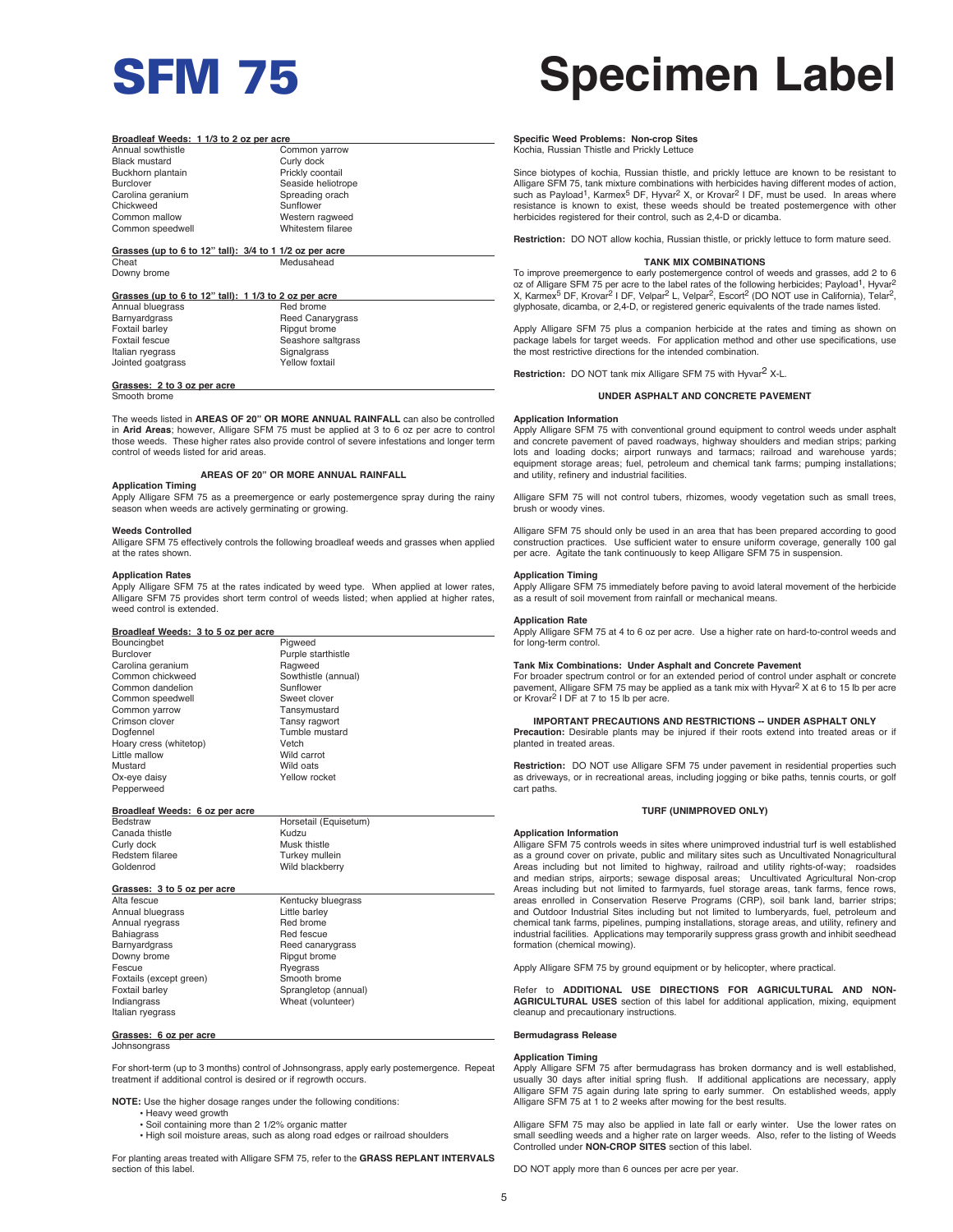# SFM 75

# Specimen Label

**Broadleaf Weeds: 1 1/3 to 2 oz per acre**

| | |
|---|---|
| Annual sowthistle | Common yarrow |
| Black mustard | Curly dock |
| Buckhorn plantain | Prickly coontail |
| Burclover | Seaside heliotrope |
| Carolina geranium | Spreading orach |
| Chickweed | Sunflower |
| Common mallow | Western ragweed |
| Common speedwell | Whitestem filaree |

**Grasses (up to 6 to 12" tall): 3/4 to 1 1/2 oz per acre**

| | |
|---|---|
| Cheat | Medusahead |
| Downy brome | |

**Grasses (up to 6 to 12" tall): 1 1/3 to 2 oz per acre**

| | |
|---|---|
| Annual bluegrass | Red brome |
| Barnyardgrass | Reed Canarygrass |
| Foxtail barley | Ripgut brome |
| Foxtail fescue | Seashore saltgrass |
| Italian ryegrass | Signalgrass |
| Jointed goatgrass | Yellow foxtail |

**Grasses: 2 to 3 oz per acre**

Smooth brome

The weeds listed in **AREAS OF 20" OR MORE ANNUAL RAINFALL** can also be controlled in **Arid Areas**; however, Alligare SFM 75 must be applied at 3 to 6 oz per acre to control those weeds. These higher rates also provide control of severe infestations and longer term control of weeds listed for arid areas.

## AREAS OF 20" OR MORE ANNUAL RAINFALL

**Application Timing**

Apply Alligare SFM 75 as a preemergence or early postemergence spray during the rainy season when weeds are actively germinating or growing.

**Weeds Controlled**

Alligare SFM 75 effectively controls the following broadleaf weeds and grasses when applied at the rates shown.

**Application Rates**

Apply Alligare SFM 75 at the rates indicated by weed type. When applied at lower rates, Alligare SFM 75 provides short term control of weeds listed; when applied at higher rates, weed control is extended.

**Broadleaf Weeds: 3 to 5 oz per acre**

| | |
|---|---|
| Bouncingbet | Pigweed |
| Burclover | Purple starthistle |
| Carolina geranium | Ragweed |
| Common chickweed | Sowthistle (annual) |
| Common dandelion | Sunflower |
| Common speedwell | Sweet clover |
| Common yarrow | Tansymustard |
| Crimson clover | Tansy ragwort |
| Dogfennel | Tumble mustard |
| Hoary cress (whitetop) | Vetch |
| Little mallow | Wild carrot |
| Mustard | Wild oats |
| Ox-eye daisy | Yellow rocket |
| Pepperweed | |

**Broadleaf Weeds: 6 oz per acre**

| | |
|---|---|
| Bedstraw | Horsetail (Equisetum) |
| Canada thistle | Kudzu |
| Curly dock | Musk thistle |
| Redstem filaree | Turkey mullein |
| Goldenrod | Wild blackberry |

**Grasses: 3 to 5 oz per acre**

| | |
|---|---|
| Alta fescue | Kentucky bluegrass |
| Annual bluegrass | Little barley |
| Annual ryegrass | Red brome |
| Bahiagrass | Red fescue |
| Barnyardgrass | Reed canarygrass |
| Downy brome | Ripgut brome |
| Fescue | Ryegrass |
| Foxtails (except green) | Smooth brome |
| Foxtail barley | Sprangletop (annual) |
| Indiangrass | Wheat (volunteer) |
| Italian ryegrass | |

**Grasses: 6 oz per acre**

Johnsongrass

For short-term (up to 3 months) control of Johnsongrass, apply early postemergence. Repeat treatment if additional control is desired or if regrowth occurs.

**NOTE:** Use the higher dosage ranges under the following conditions:
- Heavy weed growth
- Soil containing more than 2 1/2% organic matter
- High soil moisture areas, such as along road edges or railroad shoulders

For planting areas treated with Alligare SFM 75, refer to the **GRASS REPLANT INTERVALS** section of this label.

**Specific Weed Problems: Non-crop Sites**

Kochia, Russian Thistle and Prickly Lettuce

Since biotypes of kochia, Russian thistle, and prickly lettuce are known to be resistant to Alligare SFM 75, tank mixture combinations with herbicides having different modes of action, such as Payload[1], Karmex[5] DF, Hyvar[2] X, or Krovar[2] I DF, must be used. In areas where resistance is known to exist, these weeds should be treated postemergence with other herbicides registered for their control, such as 2,4-D or dicamba.

**Restriction:** DO NOT allow kochia, Russian thistle, or prickly lettuce to form mature seed.

## TANK MIX COMBINATIONS

To improve preemergence to early postemergence control of weeds and grasses, add 2 to 6 oz of Alligare SFM 75 per acre to the label rates of the following herbicides; Payload[1], Hyvar[2] X, Karmex[5] DF, Krovar[2] I DF, Velpar[2] L, Velpar[2], Escort[2] (DO NOT use in California), Telar[2], glyphosate, dicamba, or 2,4-D, or registered generic equivalents of the trade names listed.

Apply Alligare SFM 75 plus a companion herbicide at the rates and timing as shown on package labels for target weeds. For application method and other use specifications, use the most restrictive directions for the intended combination.

**Restriction:** DO NOT tank mix Alligare SFM 75 with Hyvar[2] X-L.

## UNDER ASPHALT AND CONCRETE PAVEMENT

**Application Information**

Apply Alligare SFM 75 with conventional ground equipment to control weeds under asphalt and concrete pavement of paved roadways, highway shoulders and median strips; parking lots and loading docks; airport runways and tarmacs; railroad and warehouse yards; equipment storage areas; fuel, petroleum and chemical tank farms; pumping installations; and utility, refinery and industrial facilities.

Alligare SFM 75 will not control tubers, rhizomes, woody vegetation such as small trees, brush or woody vines.

Alligare SFM 75 should only be used in an area that has been prepared according to good construction practices. Use sufficient water to ensure uniform coverage, generally 100 gal per acre. Agitate the tank continuously to keep Alligare SFM 75 in suspension.

**Application Timing**

Apply Alligare SFM 75 immediately before paving to avoid lateral movement of the herbicide as a result of soil movement from rainfall or mechanical means.

**Application Rate**

Apply Alligare SFM 75 at 4 to 6 oz per acre. Use a higher rate on hard-to-control weeds and for long-term control.

**Tank Mix Combinations: Under Asphalt and Concrete Pavement**

For broader spectrum control or for an extended period of control under asphalt or concrete pavement, Alligare SFM 75 may be applied as a tank mix with Hyvar[2] X at 6 to 15 lb per acre or Krovar[2] I DF at 7 to 15 lb per acre.

## IMPORTANT PRECAUTIONS AND RESTRICTIONS -- UNDER ASPHALT ONLY

**Precaution:** Desirable plants may be injured if their roots extend into treated areas or if planted in treated areas.

**Restriction:** DO NOT use Alligare SFM 75 under pavement in residential properties such as driveways, or in recreational areas, including jogging or bike paths, tennis courts, or golf cart paths.

## TURF (UNIMPROVED ONLY)

**Application Information**

Alligare SFM 75 controls weeds in sites where unimproved industrial turf is well established as a ground cover on private, public and military sites such as Uncultivated Nonagricultural Areas including but not limited to highway, railroad and utility rights-of-way; roadsides and median strips, airports; sewage disposal areas; Uncultivated Agricultural Non-crop Areas including but not limited to farmyards, fuel storage areas, tank farms, fence rows, areas enrolled in Conservation Reserve Programs (CRP), soil bank land, barrier strips; and Outdoor Industrial Sites including but not limited to lumberyards, fuel, petroleum and chemical tank farms, pipelines, pumping installations, storage areas, and utility, refinery and industrial facilities. Applications may temporarily suppress grass growth and inhibit seedhead formation (chemical mowing).

Apply Alligare SFM 75 by ground equipment or by helicopter, where practical.

Refer to **ADDITIONAL USE DIRECTIONS FOR AGRICULTURAL AND NON-AGRICULTURAL USES** section of this label for additional application, mixing, equipment cleanup and precautionary instructions.

**Bermudagrass Release**

**Application Timing**

Apply Alligare SFM 75 after bermudagrass has broken dormancy and is well established, usually 30 days after initial spring flush. If additional applications are necessary, apply Alligare SFM 75 again during late spring to early summer. On established weeds, apply Alligare SFM 75 at 1 to 2 weeks after mowing for the best results.

Alligare SFM 75 may also be applied in late fall or early winter. Use the lower rates on small seedling weeds and a higher rate on larger weeds. Also, refer to the listing of Weeds Controlled under **NON-CROP SITES** section of this label.

DO NOT apply more than 6 ounces per acre per year.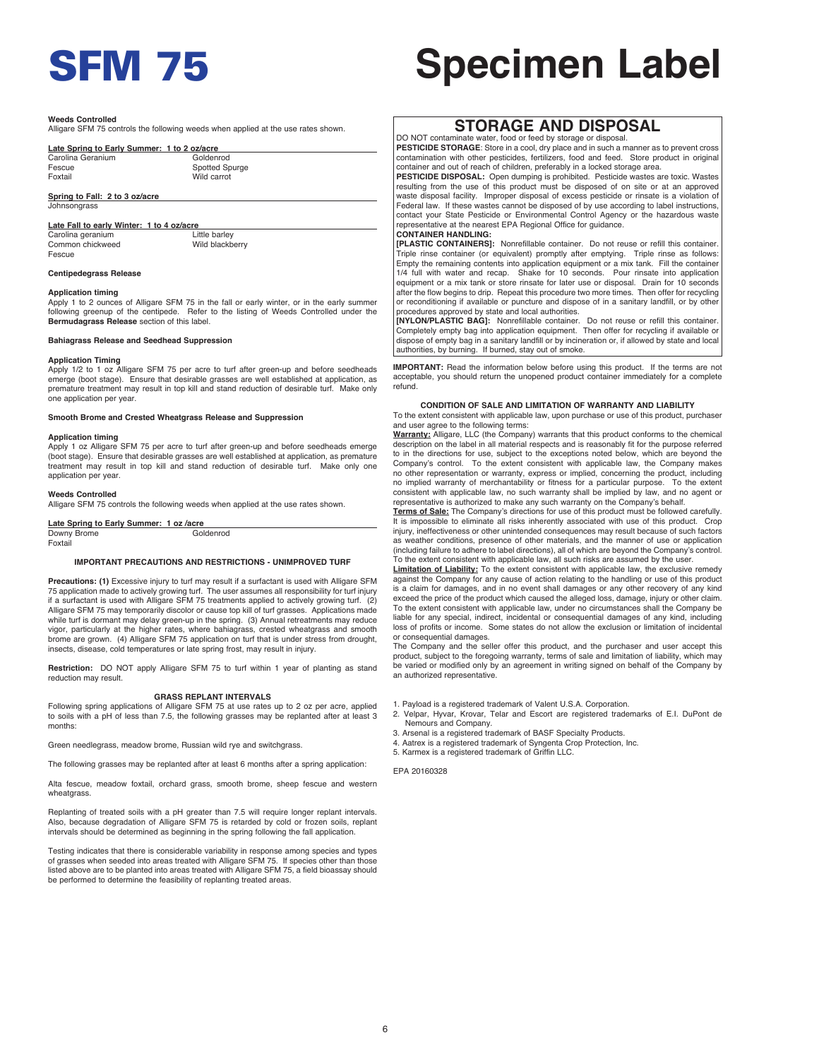# SFM 75

# Specimen Label

**Weeds Controlled**

Alligare SFM 75 controls the following weeds when applied at the use rates shown.

**Late Spring to Early Summer: 1 to 2 oz/acre**

| | |
|---|---|
| Carolina Geranium | Goldenrod |
| Fescue | Spotted Spurge |
| Foxtail | Wild carrot |

**Spring to Fall: 2 to 3 oz/acre**

Johnsongrass

**Late Fall to early Winter: 1 to 4 oz/acre**

| | |
|---|---|
| Carolina geranium | Little barley |
| Common chickweed | Wild blackberry |
| Fescue | |

**Centipedegrass Release**

**Application timing**

Apply 1 to 2 ounces of Alligare SFM 75 in the fall or early winter, or in the early summer following greenup of the centipede. Refer to the listing of Weeds Controlled under the **Bermudagrass Release** section of this label.

**Bahiagrass Release and Seedhead Suppression**

**Application Timing**

Apply 1/2 to 1 oz Alligare SFM 75 per acre to turf after green-up and before seedheads emerge (boot stage). Ensure that desirable grasses are well established at application, as premature treatment may result in top kill and stand reduction of desirable turf. Make only one application per year.

**Smooth Brome and Crested Wheatgrass Release and Suppression**

**Application timing**

Apply 1 oz Alligare SFM 75 per acre to turf after green-up and before seedheads emerge (boot stage). Ensure that desirable grasses are well established at application, as premature treatment may result in top kill and stand reduction of desirable turf. Make only one application per year.

**Weeds Controlled**

Alligare SFM 75 controls the following weeds when applied at the use rates shown.

**Late Spring to Early Summer: 1 oz /acre**

| | |
|---|---|
| Downy Brome | Goldenrod |
| Foxtail | |

**IMPORTANT PRECAUTIONS AND RESTRICTIONS - UNIMPROVED TURF**

**Precautions: (1)** Excessive injury to turf may result if a surfactant is used with Alligare SFM 75 application made to actively growing turf. The user assumes all responsibility for turf injury if a surfactant is used with Alligare SFM 75 treatments applied to actively growing turf. (2) Alligare SFM 75 may temporarily discolor or cause top kill of turf grasses. Applications made while turf is dormant may delay green-up in the spring. (3) Annual retreatments may reduce vigor, particularly at the higher rates, where bahiagrass, crested wheatgrass and smooth brome are grown. (4) Alligare SFM 75 application on turf that is under stress from drought, insects, disease, cold temperatures or late spring frost, may result in injury.

**Restriction:** DO NOT apply Alligare SFM 75 to turf within 1 year of planting as stand reduction may result.

**GRASS REPLANT INTERVALS**

Following spring applications of Alligare SFM 75 at use rates up to 2 oz per acre, applied to soils with a pH of less than 7.5, the following grasses may be replanted after at least 3 months:

Green needlegrass, meadow brome, Russian wild rye and switchgrass.

The following grasses may be replanted after at least 6 months after a spring application:

Alta fescue, meadow foxtail, orchard grass, smooth brome, sheep fescue and western wheatgrass.

Replanting of treated soils with a pH greater than 7.5 will require longer replant intervals. Also, because degradation of Alligare SFM 75 is retarded by cold or frozen soils, replant intervals should be determined as beginning in the spring following the fall application.

Testing indicates that there is considerable variability in response among species and types of grasses when seeded into areas treated with Alligare SFM 75. If species other than those listed above are to be planted into areas treated with Alligare SFM 75, a field bioassay should be performed to determine the feasibility of replanting treated areas.

## STORAGE AND DISPOSAL

DO NOT contaminate water, food or feed by storage or disposal.

**PESTICIDE STORAGE**: Store in a cool, dry place and in such a manner as to prevent cross contamination with other pesticides, fertilizers, food and feed. Store product in original container and out of reach of children, preferably in a locked storage area.

**PESTICIDE DISPOSAL:** Open dumping is prohibited. Pesticide wastes are toxic. Wastes resulting from the use of this product must be disposed of on site or at an approved waste disposal facility. Improper disposal of excess pesticide or rinsate is a violation of Federal law. If these wastes cannot be disposed of by use according to label instructions, contact your State Pesticide or Environmental Control Agency or the hazardous waste representative at the nearest EPA Regional Office for guidance.

**CONTAINER HANDLING:**

**[PLASTIC CONTAINERS]:** Nonrefillable container. Do not reuse or refill this container. Triple rinse container (or equivalent) promptly after emptying. Triple rinse as follows: Empty the remaining contents into application equipment or a mix tank. Fill the container 1/4 full with water and recap. Shake for 10 seconds. Pour rinsate into application equipment or a mix tank or store rinsate for later use or disposal. Drain for 10 seconds after the flow begins to drip. Repeat this procedure two more times. Then offer for recycling or reconditioning if available or puncture and dispose of in a sanitary landfill, or by other procedures approved by state and local authorities.

**[NYLON/PLASTIC BAG]:** Nonrefillable container. Do not reuse or refill this container. Completely empty bag into application equipment. Then offer for recycling if available or dispose of empty bag in a sanitary landfill or by incineration or, if allowed by state and local authorities, by burning. If burned, stay out of smoke.

**IMPORTANT:** Read the information below before using this product. If the terms are not acceptable, you should return the unopened product container immediately for a complete refund.

**CONDITION OF SALE AND LIMITATION OF WARRANTY AND LIABILITY**

To the extent consistent with applicable law, upon purchase or use of this product, purchaser and user agree to the following terms:

**Warranty:** Alligare, LLC (the Company) warrants that this product conforms to the chemical description on the label in all material respects and is reasonably fit for the purpose referred to in the directions for use, subject to the exceptions noted below, which are beyond the Company's control. To the extent consistent with applicable law, the Company makes no other representation or warranty, express or implied, concerning the product, including no implied warranty of merchantability or fitness for a particular purpose. To the extent consistent with applicable law, no such warranty shall be implied by law, and no agent or representative is authorized to make any such warranty on the Company's behalf.

**Terms of Sale:** The Company's directions for use of this product must be followed carefully. It is impossible to eliminate all risks inherently associated with use of this product. Crop injury, ineffectiveness or other unintended consequences may result because of such factors as weather conditions, presence of other materials, and the manner of use or application (including failure to adhere to label directions), all of which are beyond the Company's control. To the extent consistent with applicable law, all such risks are assumed by the user.

**Limitation of Liability:** To the extent consistent with applicable law, the exclusive remedy against the Company for any cause of action relating to the handling or use of this product is a claim for damages, and in no event shall damages or any other recovery of any kind exceed the price of the product which caused the alleged loss, damage, injury or other claim. To the extent consistent with applicable law, under no circumstances shall the Company be liable for any special, indirect, incidental or consequential damages of any kind, including loss of profits or income. Some states do not allow the exclusion or limitation of incidental or consequential damages.

The Company and the seller offer this product, and the purchaser and user accept this product, subject to the foregoing warranty, terms of sale and limitation of liability, which may be varied or modified only by an agreement in writing signed on behalf of the Company by an authorized representative.

1. Payload is a registered trademark of Valent U.S.A. Corporation.
2. Velpar, Hyvar, Krovar, Telar and Escort are registered trademarks of E.I. DuPont de Nemours and Company.
3. Arsenal is a registered trademark of BASF Specialty Products.
4. Aatrex is a registered trademark of Syngenta Crop Protection, Inc.
5. Karmex is a registered trademark of Griffin LLC.

EPA 20160328